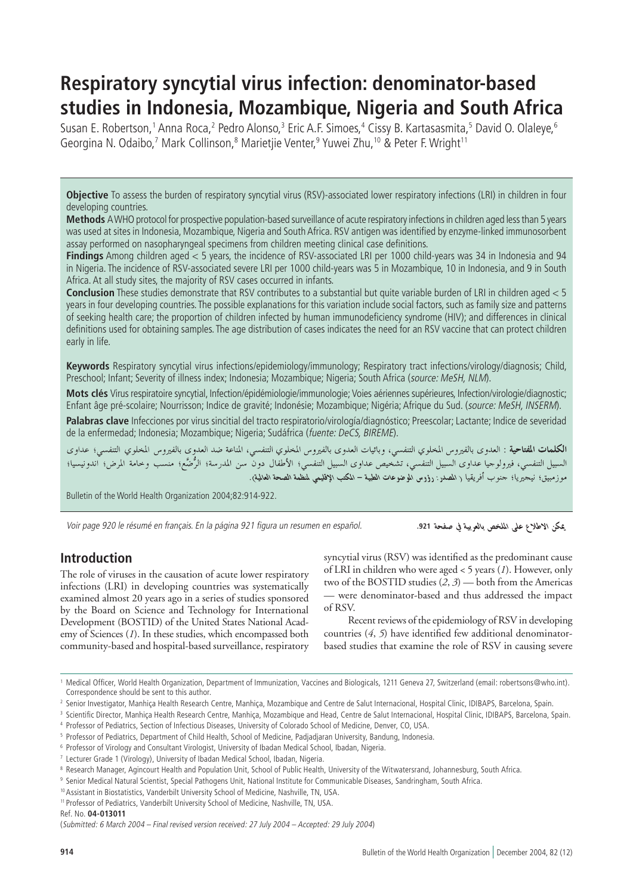# Respiratory syncytial virus infection: denominator-based studies in Indonesia, Mozambique, Nigeria and South Africa

Susan E. Robertson,[1] Anna Roca,[2] Pedro Alonso,[3] Eric A.F. Simoes,[4] Cissy B. Kartasasmita,[5] David O. Olaleye,[6] Georgina N. Odaibo,[7] Mark Collinson,[8] Marietjie Venter,[9] Yuwei Zhu,[10] & Peter F. Wright[11]

**Objective** To assess the burden of respiratory syncytial virus (RSV)-associated lower respiratory infections (LRI) in children in four developing countries.

**Methods** A WHO protocol for prospective population-based surveillance of acute respiratory infections in children aged less than 5 years was used at sites in Indonesia, Mozambique, Nigeria and South Africa. RSV antigen was identified by enzyme-linked immunosorbent assay performed on nasopharyngeal specimens from children meeting clinical case definitions.

**Findings** Among children aged < 5 years, the incidence of RSV-associated LRI per 1000 child-years was 34 in Indonesia and 94 in Nigeria. The incidence of RSV-associated severe LRI per 1000 child-years was 5 in Mozambique, 10 in Indonesia, and 9 in South Africa. At all study sites, the majority of RSV cases occurred in infants.

**Conclusion** These studies demonstrate that RSV contributes to a substantial but quite variable burden of LRI in children aged < 5 years in four developing countries. The possible explanations for this variation include social factors, such as family size and patterns of seeking health care; the proportion of children infected by human immunodeficiency syndrome (HIV); and differences in clinical definitions used for obtaining samples. The age distribution of cases indicates the need for an RSV vaccine that can protect children early in life.

**Keywords** Respiratory syncytial virus infections/epidemiology/immunology; Respiratory tract infections/virology/diagnosis; Child, Preschool; Infant; Severity of illness index; Indonesia; Mozambique; Nigeria; South Africa (*source: MeSH, NLM*).

**Mots clés** Virus respiratoire syncytial, Infection/épidémiologie/immunologie; Voies aériennes supérieures, Infection/virologie/diagnostic; Enfant âge pré-scolaire; Nourrisson; Indice de gravité; Indonésie; Mozambique; Nigéria; Afrique du Sud. (*source: MeSH, INSERM*).

**Palabras clave** Infecciones por virus sincitial del tracto respiratorio/virología/diagnóstico; Preescolar; Lactante; Indice de severidad de la enfermedad; Indonesia; Mozambique; Nigeria; Sudáfrica (*fuente: DeCS, BIREME*).

**الكلمات المفتاحية** : العدوى بالفيروس المخلوي التنفسي، وبائيات العدوى بالفيروس المخلوي التنفسي، المناعة ضد العدوى بالفيروس المخلوي التنفسي؛ عداوى السبيل التنفسي، فيرولوجيا عداوى السبيل التنفسي، تشخيص عداوى السبيل التنفسي؛ الأطفال دون سن المدرسة؛ الرُّضَّع؛ منسب وخامة المرض؛ اندونيسيا؛ موزمبيق؛ نيجيريا؛ جنوب أفريقيا ( **المصدر: رؤوس الموضوعات الطبية – المكتب الإقليمي لمنظمة الصحة العالمية**).

Bulletin of the World Health Organization 2004;82:914-922.

*Voir page 920 le résumé en français. En la página 921 figura un resumen en español.*

**يمكن الاطلاع على الملخص بالعربية في صفحة 921.**

## Introduction

The role of viruses in the causation of acute lower respiratory infections (LRI) in developing countries was systematically examined almost 20 years ago in a series of studies sponsored by the Board on Science and Technology for International Development (BOSTID) of the United States National Academy of Sciences (*1*). In these studies, which encompassed both community-based and hospital-based surveillance, respiratory syncytial virus (RSV) was identified as the predominant cause of LRI in children who were aged < 5 years (*1*). However, only two of the BOSTID studies (*2*, *3*) — both from the Americas — were denominator-based and thus addressed the impact of RSV.

Recent reviews of the epidemiology of RSV in developing countries (*4*, *5*) have identified few additional denominator-based studies that examine the role of RSV in causing severe

[1] Medical Officer, World Health Organization, Department of Immunization, Vaccines and Biologicals, 1211 Geneva 27, Switzerland (email: robertsons@who.int). Correspondence should be sent to this author.

[2] Senior Investigator, Manhiça Health Research Centre, Manhiça, Mozambique and Centre de Salut Internacional, Hospital Clinic, IDIBAPS, Barcelona, Spain.

[3] Scientific Director, Manhiça Health Research Centre, Manhiça, Mozambique and Head, Centre de Salut Internacional, Hospital Clinic, IDIBAPS, Barcelona, Spain.

[4] Professor of Pediatrics, Section of Infectious Diseases, University of Colorado School of Medicine, Denver, CO, USA.

[5] Professor of Pediatrics, Department of Child Health, School of Medicine, Padjadjaran University, Bandung, Indonesia.

[6] Professor of Virology and Consultant Virologist, University of Ibadan Medical School, Ibadan, Nigeria.

[7] Lecturer Grade 1 (Virology), University of Ibadan Medical School, Ibadan, Nigeria.

[8] Research Manager, Agincourt Health and Population Unit, School of Public Health, University of the Witwatersrand, Johannesburg, South Africa.

[9] Senior Medical Natural Scientist, Special Pathogens Unit, National Institute for Communicable Diseases, Sandringham, South Africa.

[10] Assistant in Biostatistics, Vanderbilt University School of Medicine, Nashville, TN, USA.

[11] Professor of Pediatrics, Vanderbilt University School of Medicine, Nashville, TN, USA.

Ref. No. **04-013011**

(*Submitted: 6 March 2004 – Final revised version received: 27 July 2004 – Accepted: 29 July 2004*)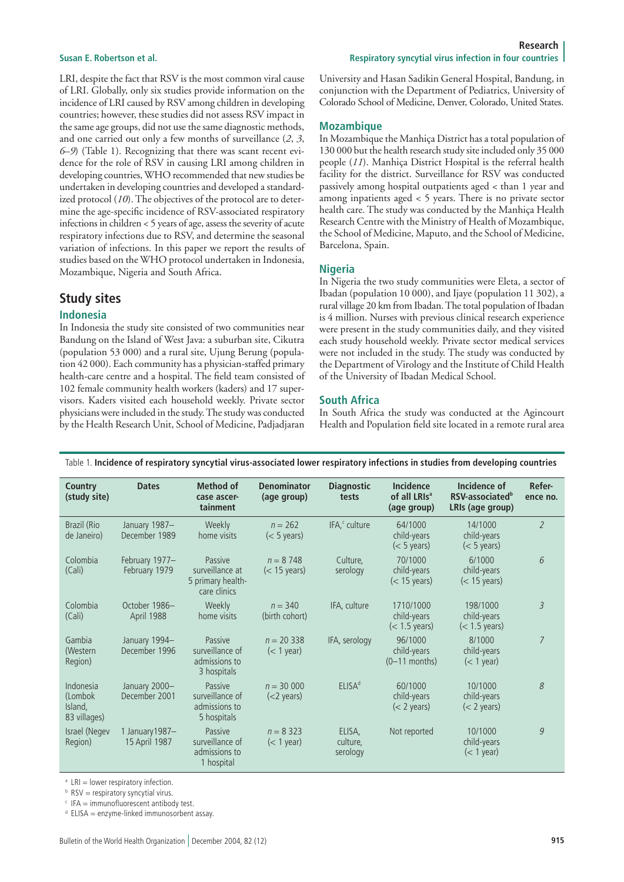LRI, despite the fact that RSV is the most common viral cause of LRI. Globally, only six studies provide information on the incidence of LRI caused by RSV among children in developing countries; however, these studies did not assess RSV impact in the same age groups, did not use the same diagnostic methods, and one carried out only a few months of surveillance (*2*, *3*, *6*–*9*) (Table 1). Recognizing that there was scant recent evidence for the role of RSV in causing LRI among children in developing countries, WHO recommended that new studies be undertaken in developing countries and developed a standardized protocol (*10*). The objectives of the protocol are to determine the age-specific incidence of RSV-associated respiratory infections in children < 5 years of age, assess the severity of acute respiratory infections due to RSV, and determine the seasonal variation of infections. In this paper we report the results of studies based on the WHO protocol undertaken in Indonesia, Mozambique, Nigeria and South Africa.

## Study sites

### Indonesia

In Indonesia the study site consisted of two communities near Bandung on the Island of West Java: a suburban site, Cikutra (population 53 000) and a rural site, Ujung Berung (population 42 000). Each community has a physician-staffed primary health-care centre and a hospital. The field team consisted of 102 female community health workers (kaders) and 17 supervisors. Kaders visited each household weekly. Private sector physicians were included in the study. The study was conducted by the Health Research Unit, School of Medicine, Padjadjaran University and Hasan Sadikin General Hospital, Bandung, in conjunction with the Department of Pediatrics, University of Colorado School of Medicine, Denver, Colorado, United States.

### Mozambique

In Mozambique the Manhiça District has a total population of 130 000 but the health research study site included only 35 000 people (*11*). Manhiça District Hospital is the referral health facility for the district. Surveillance for RSV was conducted passively among hospital outpatients aged < than 1 year and among inpatients aged < 5 years. There is no private sector health care. The study was conducted by the Manhiça Health Research Centre with the Ministry of Health of Mozambique, the School of Medicine, Maputo, and the School of Medicine, Barcelona, Spain.

### Nigeria

In Nigeria the two study communities were Eleta, a sector of Ibadan (population 10 000), and Ijaye (population 11 302), a rural village 20 km from Ibadan. The total population of Ibadan is 4 million. Nurses with previous clinical research experience were present in the study communities daily, and they visited each study household weekly. Private sector medical services were not included in the study. The study was conducted by the Department of Virology and the Institute of Child Health of the University of Ibadan Medical School.

### South Africa

In South Africa the study was conducted at the Agincourt Health and Population field site located in a remote rural area

Table 1. **Incidence of respiratory syncytial virus-associated lower respiratory infections in studies from developing countries**

| Country (study site) | Dates | Method of case ascertainment | Denominator (age group) | Diagnostic tests | Incidence of all LRIs[a] (age group) | Incidence of RSV-associated[b] LRIs (age group) | Reference no. |
|---|---|---|---|---|---|---|---|
| Brazil (Rio de Janeiro) | January 1987–December 1989 | Weekly home visits | $n = 262$ (< 5 years) | IFA,[c] culture | 64/1000 child-years (< 5 years) | 14/1000 child-years (< 5 years) | *2* |
| Colombia (Cali) | February 1977–February 1979 | Passive surveillance at 5 primary health-care clinics | $n = 8\,748$ (< 15 years) | Culture, serology | 70/1000 child-years (< 15 years) | 6/1000 child-years (< 15 years) | *6* |
| Colombia (Cali) | October 1986–April 1988 | Weekly home visits | $n = 340$ (birth cohort) | IFA, culture | 1710/1000 child-years (< 1.5 years) | 198/1000 child-years (< 1.5 years) | *3* |
| Gambia (Western Region) | January 1994–December 1996 | Passive surveillance of admissions to 3 hospitals | $n = 20\,338$ (< 1 year) | IFA, serology | 96/1000 child-years (0–11 months) | 8/1000 child-years (< 1 year) | *7* |
| Indonesia (Lombok Island, 83 villages) | January 2000–December 2001 | Passive surveillance of admissions to 5 hospitals | $n = 30\,000$ (<2 years) | ELISA[d] | 60/1000 child-years (< 2 years) | 10/1000 child-years (< 2 years) | *8* |
| Israel (Negev Region) | 1 January 1987–15 April 1987 | Passive surveillance of admissions to 1 hospital | $n = 8\,323$ (< 1 year) | ELISA, culture, serology | Not reported | 10/1000 child-years (< 1 year) | *9* |

[a] LRI = lower respiratory infection.
[b] RSV = respiratory syncytial virus.
[c] IFA = immunofluorescent antibody test.
[d] ELISA = enzyme-linked immunosorbent assay.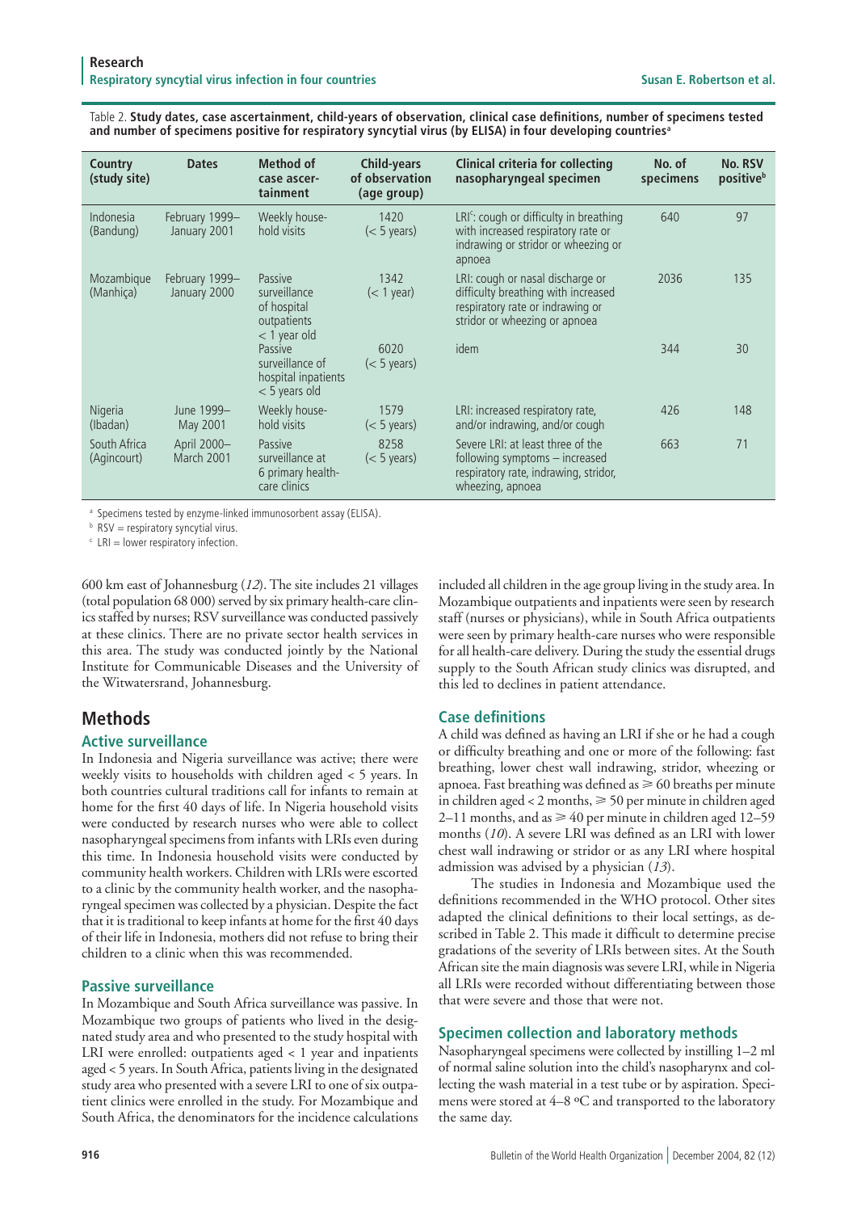Table 2. **Study dates, case ascertainment, child-years of observation, clinical case definitions, number of specimens tested and number of specimens positive for respiratory syncytial virus (by ELISA) in four developing countries**[a]

| Country (study site) | Dates | Method of case ascertainment | Child-years of observation (age group) | Clinical criteria for collecting nasopharyngeal specimen | No. of specimens | No. RSV positive[b] |
|---|---|---|---|---|---|---|
| Indonesia (Bandung) | February 1999–January 2001 | Weekly household visits | 1420 (< 5 years) | LRI[c]: cough or difficulty in breathing with increased respiratory rate or indrawing or stridor or wheezing or apnoea | 640 | 97 |
| Mozambique (Manhiça) | February 1999–January 2000 | Passive surveillance of hospital outpatients < 1 year old | 1342 (< 1 year) | LRI: cough or nasal discharge or difficulty breathing with increased respiratory rate or indrawing or stridor or wheezing or apnoea | 2036 | 135 |
| | | Passive surveillance of hospital inpatients < 5 years old | 6020 (< 5 years) | idem | 344 | 30 |
| Nigeria (Ibadan) | June 1999–May 2001 | Weekly household visits | 1579 (< 5 years) | LRI: increased respiratory rate, and/or indrawing, and/or cough | 426 | 148 |
| South Africa (Agincourt) | April 2000–March 2001 | Passive surveillance at 6 primary health-care clinics | 8258 (< 5 years) | Severe LRI: at least three of the following symptoms – increased respiratory rate, indrawing, stridor, wheezing, apnoea | 663 | 71 |

[a] Specimens tested by enzyme-linked immunosorbent assay (ELISA).

[b] RSV = respiratory syncytial virus.

[c] LRI = lower respiratory infection.

600 km east of Johannesburg (*12*). The site includes 21 villages (total population 68 000) served by six primary health-care clinics staffed by nurses; RSV surveillance was conducted passively at these clinics. There are no private sector health services in this area. The study was conducted jointly by the National Institute for Communicable Diseases and the University of the Witwatersrand, Johannesburg.

## Methods

### Active surveillance

In Indonesia and Nigeria surveillance was active; there were weekly visits to households with children aged < 5 years. In both countries cultural traditions call for infants to remain at home for the first 40 days of life. In Nigeria household visits were conducted by research nurses who were able to collect nasopharyngeal specimens from infants with LRIs even during this time. In Indonesia household visits were conducted by community health workers. Children with LRIs were escorted to a clinic by the community health worker, and the nasopharyngeal specimen was collected by a physician. Despite the fact that it is traditional to keep infants at home for the first 40 days of their life in Indonesia, mothers did not refuse to bring their children to a clinic when this was recommended.

### Passive surveillance

In Mozambique and South Africa surveillance was passive. In Mozambique two groups of patients who lived in the designated study area and who presented to the study hospital with LRI were enrolled: outpatients aged < 1 year and inpatients aged < 5 years. In South Africa, patients living in the designated study area who presented with a severe LRI to one of six outpatient clinics were enrolled in the study. For Mozambique and South Africa, the denominators for the incidence calculations included all children in the age group living in the study area. In Mozambique outpatients and inpatients were seen by research staff (nurses or physicians), while in South Africa outpatients were seen by primary health-care nurses who were responsible for all health-care delivery. During the study the essential drugs supply to the South African study clinics was disrupted, and this led to declines in patient attendance.

### Case definitions

A child was defined as having an LRI if she or he had a cough or difficulty breathing and one or more of the following: fast breathing, lower chest wall indrawing, stridor, wheezing or apnoea. Fast breathing was defined as ⩾ 60 breaths per minute in children aged < 2 months, ⩾ 50 per minute in children aged 2–11 months, and as ⩾ 40 per minute in children aged 12–59 months (*10*). A severe LRI was defined as an LRI with lower chest wall indrawing or stridor or as any LRI where hospital admission was advised by a physician (*13*).

The studies in Indonesia and Mozambique used the definitions recommended in the WHO protocol. Other sites adapted the clinical definitions to their local settings, as described in Table 2. This made it difficult to determine precise gradations of the severity of LRIs between sites. At the South African site the main diagnosis was severe LRI, while in Nigeria all LRIs were recorded without differentiating between those that were severe and those that were not.

### Specimen collection and laboratory methods

Nasopharyngeal specimens were collected by instilling 1–2 ml of normal saline solution into the child's nasopharynx and collecting the wash material in a test tube or by aspiration. Specimens were stored at 4–8 ºC and transported to the laboratory the same day.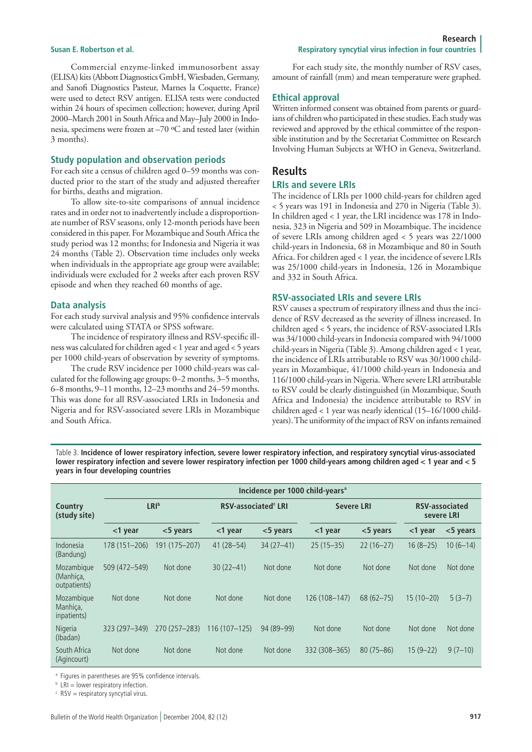Commercial enzyme-linked immunosorbent assay (ELISA) kits (Abbott Diagnostics GmbH, Wiesbaden, Germany, and Sanofi Diagnostics Pasteur, Marnes la Coquette, France) were used to detect RSV antigen. ELISA tests were conducted within 24 hours of specimen collection; however, during April 2000–March 2001 in South Africa and May–July 2000 in Indonesia, specimens were frozen at –70 ºC and tested later (within 3 months).

## Study population and observation periods

For each site a census of children aged 0–59 months was conducted prior to the start of the study and adjusted thereafter for births, deaths and migration.

To allow site-to-site comparisons of annual incidence rates and in order not to inadvertently include a disproportionate number of RSV seasons, only 12-month periods have been considered in this paper. For Mozambique and South Africa the study period was 12 months; for Indonesia and Nigeria it was 24 months (Table 2). Observation time includes only weeks when individuals in the appropriate age group were available; individuals were excluded for 2 weeks after each proven RSV episode and when they reached 60 months of age.

## Data analysis

For each study survival analysis and 95% confidence intervals were calculated using STATA or SPSS software.

The incidence of respiratory illness and RSV-specific illness was calculated for children aged < 1 year and aged < 5 years per 1000 child-years of observation by severity of symptoms.

The crude RSV incidence per 1000 child-years was calculated for the following age groups: 0–2 months, 3–5 months, 6–8 months, 9–11 months, 12–23 months and 24–59 months. This was done for all RSV-associated LRIs in Indonesia and Nigeria and for RSV-associated severe LRIs in Mozambique and South Africa.

For each study site, the monthly number of RSV cases, amount of rainfall (mm) and mean temperature were graphed.

## Ethical approval

Written informed consent was obtained from parents or guardians of children who participated in these studies. Each study was reviewed and approved by the ethical committee of the responsible institution and by the Secretariat Committee on Research Involving Human Subjects at WHO in Geneva, Switzerland.

# Results

## LRIs and severe LRIs

The incidence of LRIs per 1000 child-years for children aged < 5 years was 191 in Indonesia and 270 in Nigeria (Table 3). In children aged < 1 year, the LRI incidence was 178 in Indonesia, 323 in Nigeria and 509 in Mozambique. The incidence of severe LRIs among children aged < 5 years was 22/1000 child-years in Indonesia, 68 in Mozambique and 80 in South Africa. For children aged < 1 year, the incidence of severe LRIs was 25/1000 child-years in Indonesia, 126 in Mozambique and 332 in South Africa.

## RSV-associated LRIs and severe LRIs

RSV causes a spectrum of respiratory illness and thus the incidence of RSV decreased as the severity of illness increased. In children aged < 5 years, the incidence of RSV-associated LRIs was 34/1000 child-years in Indonesia compared with 94/1000 child-years in Nigeria (Table 3). Among children aged < 1 year, the incidence of LRIs attributable to RSV was 30/1000 child-years in Mozambique, 41/1000 child-years in Indonesia and 116/1000 child-years in Nigeria. Where severe LRI attributable to RSV could be clearly distinguished (in Mozambique, South Africa and Indonesia) the incidence attributable to RSV in children aged < 1 year was nearly identical (15–16/1000 child-years). The uniformity of the impact of RSV on infants remained

Table 3. **Incidence of lower respiratory infection, severe lower respiratory infection, and respiratory syncytial virus-associated lower respiratory infection and severe lower respiratory infection per 1000 child-years among children aged < 1 year and < 5 years in four developing countries**

| Country (study site) | Incidence per 1000 child-years[a] | | | | | | | |
|---|---|---|---|---|---|---|---|---|
| | LRI[b] | | RSV-associated[c] LRI | | Severe LRI | | RSV-associated severe LRI | |
| | <1 year | <5 years | <1 year | <5 years | <1 year | <5 years | <1 year | <5 years |
| Indonesia (Bandung) | 178 (151–206) | 191 (175–207) | 41 (28–54) | 34 (27–41) | 25 (15–35) | 22 (16–27) | 16 (8–25) | 10 (6–14) |
| Mozambique (Manhiça, outpatients) | 509 (472–549) | Not done | 30 (22–41) | Not done | Not done | Not done | Not done | Not done |
| Mozambique Manhiça, inpatients) | Not done | Not done | Not done | Not done | 126 (108–147) | 68 (62–75) | 15 (10–20) | 5 (3–7) |
| Nigeria (Ibadan) | 323 (297–349) | 270 (257–283) | 116 (107–125) | 94 (89–99) | Not done | Not done | Not done | Not done |
| South Africa (Agincourt) | Not done | Not done | Not done | Not done | 332 (308–365) | 80 (75–86) | 15 (9–22) | 9 (7–10) |

[a] Figures in parentheses are 95% confidence intervals.
[b] LRI = lower respiratory infection.
[c] RSV = respiratory syncytial virus.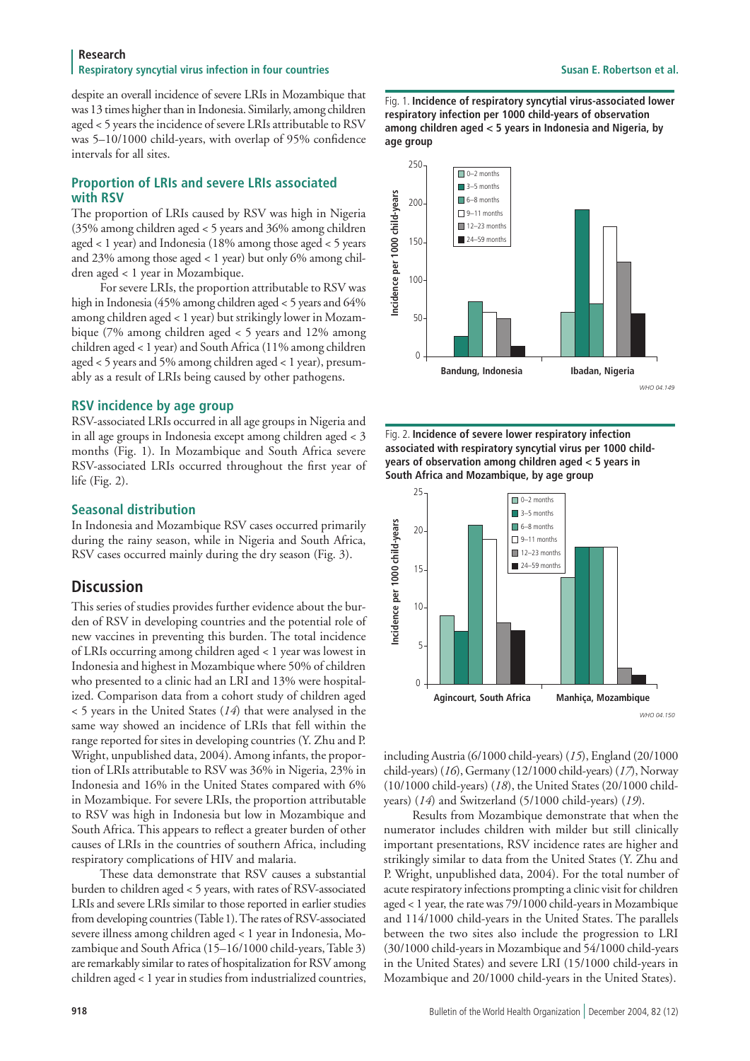despite an overall incidence of severe LRIs in Mozambique that was 13 times higher than in Indonesia. Similarly, among children aged < 5 years the incidence of severe LRIs attributable to RSV was 5–10/1000 child-years, with overlap of 95% confidence intervals for all sites.

### Proportion of LRIs and severe LRIs associated with RSV

The proportion of LRIs caused by RSV was high in Nigeria (35% among children aged < 5 years and 36% among children aged < 1 year) and Indonesia (18% among those aged < 5 years and 23% among those aged < 1 year) but only 6% among children aged < 1 year in Mozambique.

For severe LRIs, the proportion attributable to RSV was high in Indonesia (45% among children aged < 5 years and 64% among children aged < 1 year) but strikingly lower in Mozambique (7% among children aged < 5 years and 12% among children aged < 1 year) and South Africa (11% among children aged < 5 years and 5% among children aged < 1 year), presumably as a result of LRIs being caused by other pathogens.

### RSV incidence by age group

RSV-associated LRIs occurred in all age groups in Nigeria and in all age groups in Indonesia except among children aged < 3 months (Fig. 1). In Mozambique and South Africa severe RSV-associated LRIs occurred throughout the first year of life (Fig. 2).

### Seasonal distribution

In Indonesia and Mozambique RSV cases occurred primarily during the rainy season, while in Nigeria and South Africa, RSV cases occurred mainly during the dry season (Fig. 3).

## Discussion

This series of studies provides further evidence about the burden of RSV in developing countries and the potential role of new vaccines in preventing this burden. The total incidence of LRIs occurring among children aged < 1 year was lowest in Indonesia and highest in Mozambique where 50% of children who presented to a clinic had an LRI and 13% were hospitalized. Comparison data from a cohort study of children aged < 5 years in the United States (*14*) that were analysed in the same way showed an incidence of LRIs that fell within the range reported for sites in developing countries (Y. Zhu and P. Wright, unpublished data, 2004). Among infants, the proportion of LRIs attributable to RSV was 36% in Nigeria, 23% in Indonesia and 16% in the United States compared with 6% in Mozambique. For severe LRIs, the proportion attributable to RSV was high in Indonesia but low in Mozambique and South Africa. This appears to reflect a greater burden of other causes of LRIs in the countries of southern Africa, including respiratory complications of HIV and malaria.

These data demonstrate that RSV causes a substantial burden to children aged < 5 years, with rates of RSV-associated LRIs and severe LRIs similar to those reported in earlier studies from developing countries (Table 1). The rates of RSV-associated severe illness among children aged < 1 year in Indonesia, Mozambique and South Africa (15–16/1000 child-years, Table 3) are remarkably similar to rates of hospitalization for RSV among children aged < 1 year in studies from industrialized countries, including Austria (6/1000 child-years) (*15*), England (20/1000 child-years) (*16*), Germany (12/1000 child-years) (*17*), Norway (10/1000 child-years) (*18*), the United States (20/1000 child-years) (*14*) and Switzerland (5/1000 child-years) (*19*).

Results from Mozambique demonstrate that when the numerator includes children with milder but still clinically important presentations, RSV incidence rates are higher and strikingly similar to data from the United States (Y. Zhu and P. Wright, unpublished data, 2004). For the total number of acute respiratory infections prompting a clinic visit for children aged < 1 year, the rate was 79/1000 child-years in Mozambique and 114/1000 child-years in the United States. The parallels between the two sites also include the progression to LRI (30/1000 child-years in Mozambique and 54/1000 child-years in the United States) and severe LRI (15/1000 child-years in Mozambique and 20/1000 child-years in the United States).

Fig. 1. **Incidence of respiratory syncytial virus-associated lower respiratory infection per 1000 child-years of observation among children aged < 5 years in Indonesia and Nigeria, by age group**

Incidence per 1000 child-years
0, 50, 100, 150, 200, 250
0–2 months
3–5 months
6–8 months
9–11 months
12–23 months
24–59 months
Bandung, Indonesia
Ibadan, Nigeria
WHO 04.149

Fig. 2. **Incidence of severe lower respiratory infection associated with respiratory syncytial virus per 1000 child-years of observation among children aged < 5 years in South Africa and Mozambique, by age group**

Incidence per 1000 child-years
0, 5, 10, 15, 20, 25
0–2 months
3–5 months
6–8 months
9–11 months
12–23 months
24–59 months
Agincourt, South Africa
Manhiça, Mozambique
WHO 04.150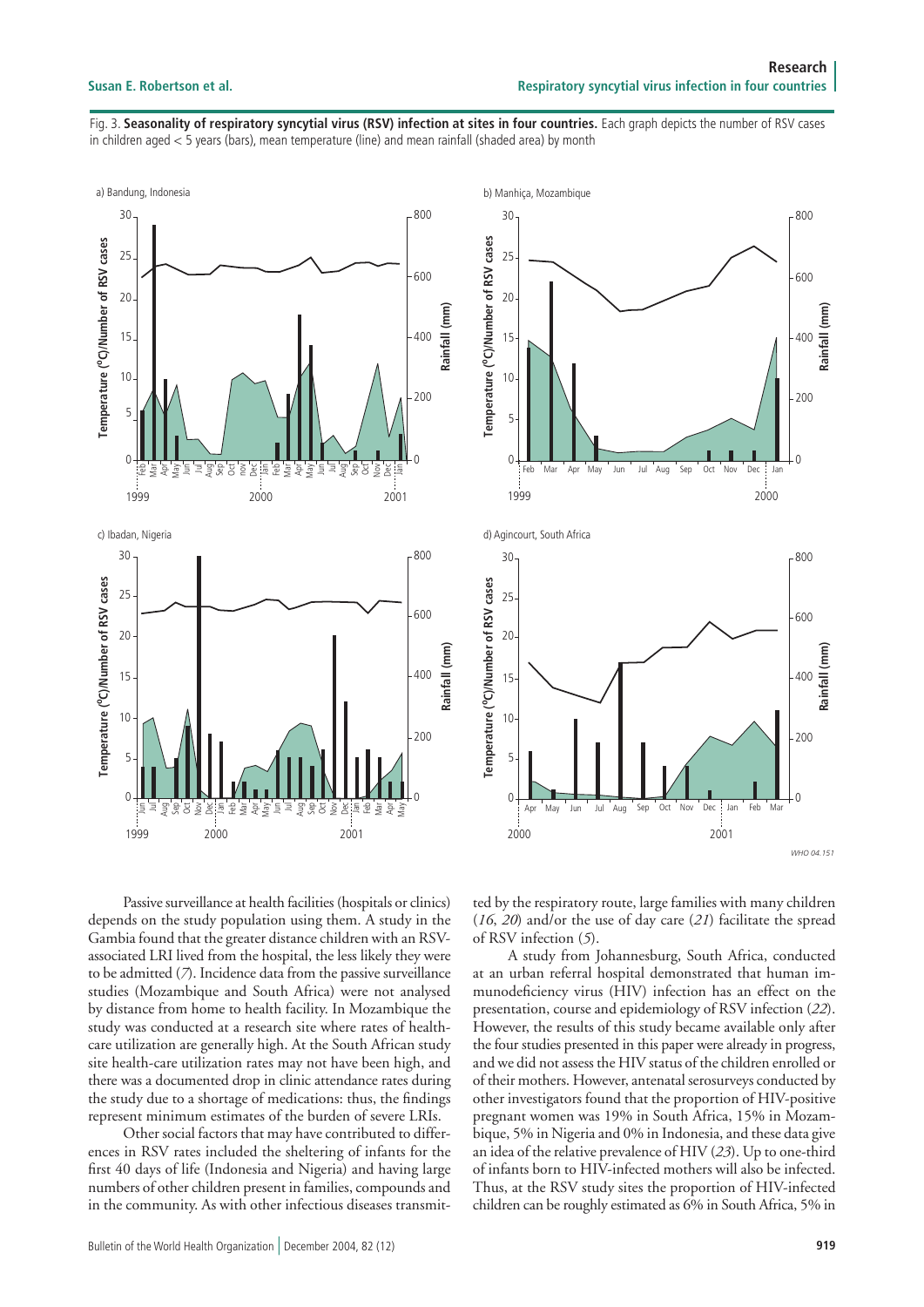Fig. 3. **Seasonality of respiratory syncytial virus (RSV) infection at sites in four countries.** Each graph depicts the number of RSV cases in children aged < 5 years (bars), mean temperature (line) and mean rainfall (shaded area) by month

a) Bandung, Indonesia

Temperature (°C)/Number of RSV cases

Rainfall (mm)

Feb Mar Apr May Jun Jul Aug Sep Oct nov Dec Jan Feb Mar Apr May Jun Jul Aug Sep Oct Nov Dec Jan

1999 2000 2001

b) Manhiça, Mozambique

Temperature (°C)/Number of RSV cases

Rainfall (mm)

Feb Mar Apr May Jun Jul Aug Sep Oct Nov Dec Jan

1999 2000

c) Ibadan, Nigeria

Temperature (°C)/Number of RSV cases

Rainfall (mm)

Jun Jul Aug Sep Oct Nov Dec Jan Feb Mar Apr May Jun Jul Aug Sep Oct Nov Dec Jan Feb Mar Apr May

1999 2000 2001

d) Agincourt, South Africa

Temperature (°C)/Number of RSV cases

Rainfall (mm)

Apr May Jun Jul Aug Sep Oct Nov Dec Jan Feb Mar

2000 2001

WHO 04.151

Passive surveillance at health facilities (hospitals or clinics) depends on the study population using them. A study in the Gambia found that the greater distance children with an RSV-associated LRI lived from the hospital, the less likely they were to be admitted (*7*). Incidence data from the passive surveillance studies (Mozambique and South Africa) were not analysed by distance from home to health facility. In Mozambique the study was conducted at a research site where rates of health-care utilization are generally high. At the South African study site health-care utilization rates may not have been high, and there was a documented drop in clinic attendance rates during the study due to a shortage of medications: thus, the findings represent minimum estimates of the burden of severe LRIs.

Other social factors that may have contributed to differences in RSV rates included the sheltering of infants for the first 40 days of life (Indonesia and Nigeria) and having large numbers of other children present in families, compounds and in the community. As with other infectious diseases transmitted by the respiratory route, large families with many children (*16*, *20*) and/or the use of day care (*21*) facilitate the spread of RSV infection (*5*).

A study from Johannesburg, South Africa, conducted at an urban referral hospital demonstrated that human immunodeficiency virus (HIV) infection has an effect on the presentation, course and epidemiology of RSV infection (*22*). However, the results of this study became available only after the four studies presented in this paper were already in progress, and we did not assess the HIV status of the children enrolled or of their mothers. However, antenatal serosurveys conducted by other investigators found that the proportion of HIV-positive pregnant women was 19% in South Africa, 15% in Mozambique, 5% in Nigeria and 0% in Indonesia, and these data give an idea of the relative prevalence of HIV (*23*). Up to one-third of infants born to HIV-infected mothers will also be infected. Thus, at the RSV study sites the proportion of HIV-infected children can be roughly estimated as 6% in South Africa, 5% in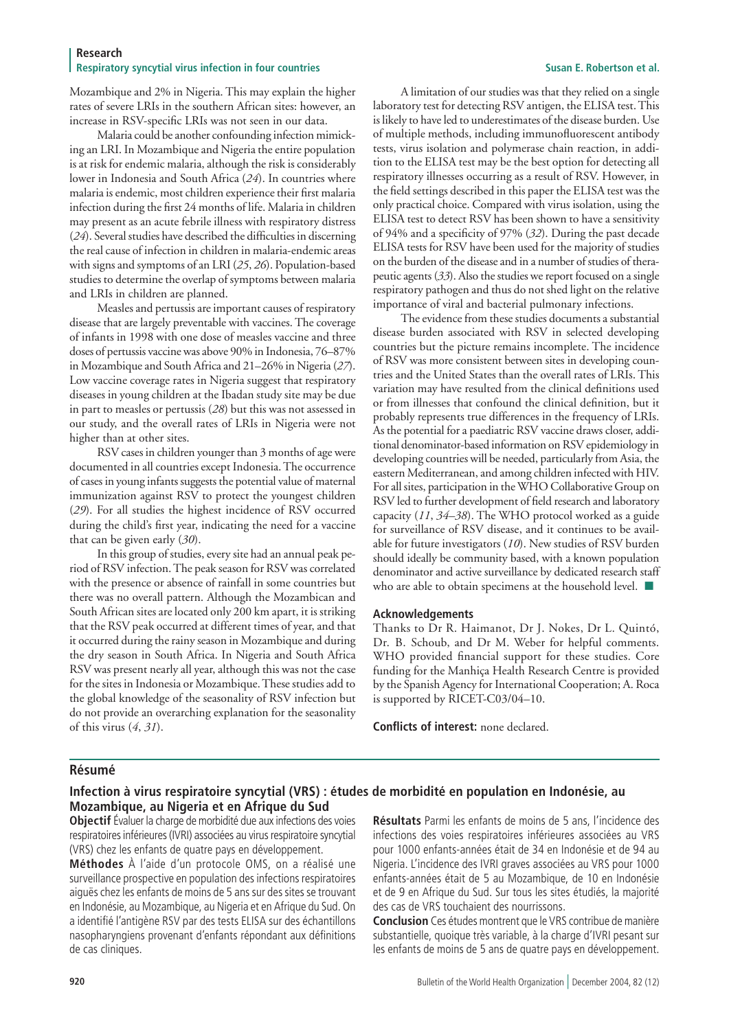Mozambique and 2% in Nigeria. This may explain the higher rates of severe LRIs in the southern African sites: however, an increase in RSV-specific LRIs was not seen in our data.

Malaria could be another confounding infection mimicking an LRI. In Mozambique and Nigeria the entire population is at risk for endemic malaria, although the risk is considerably lower in Indonesia and South Africa (*24*). In countries where malaria is endemic, most children experience their first malaria infection during the first 24 months of life. Malaria in children may present as an acute febrile illness with respiratory distress (*24*). Several studies have described the difficulties in discerning the real cause of infection in children in malaria-endemic areas with signs and symptoms of an LRI (*25*, *26*). Population-based studies to determine the overlap of symptoms between malaria and LRIs in children are planned.

Measles and pertussis are important causes of respiratory disease that are largely preventable with vaccines. The coverage of infants in 1998 with one dose of measles vaccine and three doses of pertussis vaccine was above 90% in Indonesia, 76–87% in Mozambique and South Africa and 21–26% in Nigeria (*27*). Low vaccine coverage rates in Nigeria suggest that respiratory diseases in young children at the Ibadan study site may be due in part to measles or pertussis (*28*) but this was not assessed in our study, and the overall rates of LRIs in Nigeria were not higher than at other sites.

RSV cases in children younger than 3 months of age were documented in all countries except Indonesia. The occurrence of cases in young infants suggests the potential value of maternal immunization against RSV to protect the youngest children (*29*). For all studies the highest incidence of RSV occurred during the child's first year, indicating the need for a vaccine that can be given early (*30*).

In this group of studies, every site had an annual peak period of RSV infection. The peak season for RSV was correlated with the presence or absence of rainfall in some countries but there was no overall pattern. Although the Mozambican and South African sites are located only 200 km apart, it is striking that the RSV peak occurred at different times of year, and that it occurred during the rainy season in Mozambique and during the dry season in South Africa. In Nigeria and South Africa RSV was present nearly all year, although this was not the case for the sites in Indonesia or Mozambique. These studies add to the global knowledge of the seasonality of RSV infection but do not provide an overarching explanation for the seasonality of this virus (*4*, *31*).

A limitation of our studies was that they relied on a single laboratory test for detecting RSV antigen, the ELISA test. This is likely to have led to underestimates of the disease burden. Use of multiple methods, including immunofluorescent antibody tests, virus isolation and polymerase chain reaction, in addition to the ELISA test may be the best option for detecting all respiratory illnesses occurring as a result of RSV. However, in the field settings described in this paper the ELISA test was the only practical choice. Compared with virus isolation, using the ELISA test to detect RSV has been shown to have a sensitivity of 94% and a specificity of 97% (*32*). During the past decade ELISA tests for RSV have been used for the majority of studies on the burden of the disease and in a number of studies of therapeutic agents (*33*). Also the studies we report focused on a single respiratory pathogen and thus do not shed light on the relative importance of viral and bacterial pulmonary infections.

The evidence from these studies documents a substantial disease burden associated with RSV in selected developing countries but the picture remains incomplete. The incidence of RSV was more consistent between sites in developing countries and the United States than the overall rates of LRIs. This variation may have resulted from the clinical definitions used or from illnesses that confound the clinical definition, but it probably represents true differences in the frequency of LRIs. As the potential for a paediatric RSV vaccine draws closer, additional denominator-based information on RSV epidemiology in developing countries will be needed, particularly from Asia, the eastern Mediterranean, and among children infected with HIV. For all sites, participation in the WHO Collaborative Group on RSV led to further development of field research and laboratory capacity (*11*, *34–38*). The WHO protocol worked as a guide for surveillance of RSV disease, and it continues to be available for future investigators (*10*). New studies of RSV burden should ideally be community based, with a known population denominator and active surveillance by dedicated research staff who are able to obtain specimens at the household level. ■

### Acknowledgements

Thanks to Dr R. Haimanot, Dr J. Nokes, Dr L. Quintó, Dr. B. Schoub, and Dr M. Weber for helpful comments. WHO provided financial support for these studies. Core funding for the Manhiça Health Research Centre is provided by the Spanish Agency for International Cooperation; A. Roca is supported by RICET-C03/04–10.

**Conflicts of interest:** none declared.

## Résumé

### Infection à virus respiratoire syncytial (VRS) : études de morbidité en population en Indonésie, au Mozambique, au Nigeria et en Afrique du Sud

**Objectif** Évaluer la charge de morbidité due aux infections des voies respiratoires inférieures (IVRI) associées au virus respiratoire syncytial (VRS) chez les enfants de quatre pays en développement.

**Méthodes** À l'aide d'un protocole OMS, on a réalisé une surveillance prospective en population des infections respiratoires aiguës chez les enfants de moins de 5 ans sur des sites se trouvant en Indonésie, au Mozambique, au Nigeria et en Afrique du Sud. On a identifié l'antigène RSV par des tests ELISA sur des échantillons nasopharyngiens provenant d'enfants répondant aux définitions de cas cliniques.

**Résultats** Parmi les enfants de moins de 5 ans, l'incidence des infections des voies respiratoires inférieures associées au VRS pour 1000 enfants-années était de 34 en Indonésie et de 94 au Nigeria. L'incidence des IVRI graves associées au VRS pour 1000 enfants-années était de 5 au Mozambique, de 10 en Indonésie et de 9 en Afrique du Sud. Sur tous les sites étudiés, la majorité des cas de VRS touchaient des nourrissons.

**Conclusion** Ces études montrent que le VRS contribue de manière substantielle, quoique très variable, à la charge d'IVRI pesant sur les enfants de moins de 5 ans de quatre pays en développement.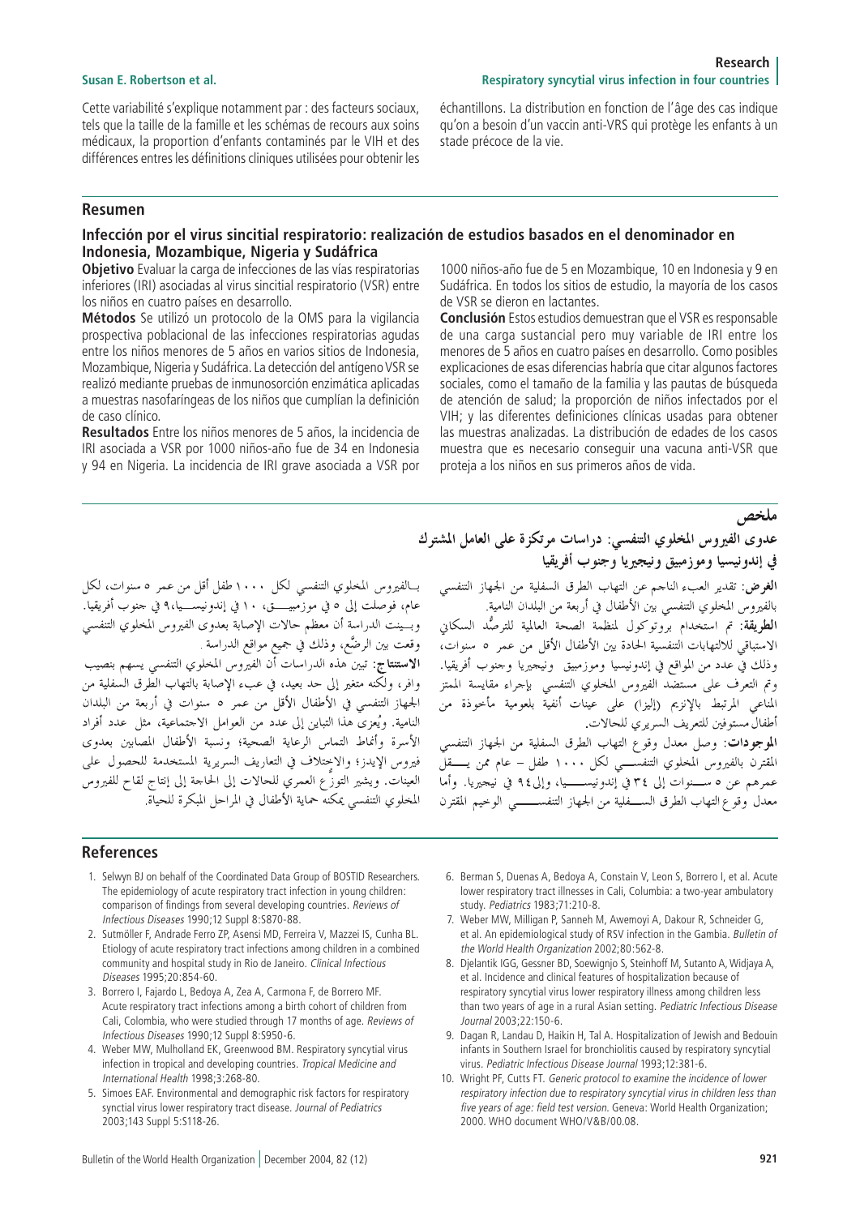Cette variabilité s'explique notamment par : des facteurs sociaux, tels que la taille de la famille et les schémas de recours aux soins médicaux, la proportion d'enfants contaminés par le VIH et des différences entres les définitions cliniques utilisées pour obtenir les échantillons. La distribution en fonction de l'âge des cas indique qu'on a besoin d'un vaccin anti-VRS qui protège les enfants à un stade précoce de la vie.

## Resumen

### Infección por el virus sincitial respiratorio: realización de estudios basados en el denominador en Indonesia, Mozambique, Nigeria y Sudáfrica

**Objetivo** Evaluar la carga de infecciones de las vías respiratorias inferiores (IRI) asociadas al virus sincitial respiratorio (VSR) entre los niños en cuatro países en desarrollo.

**Métodos** Se utilizó un protocolo de la OMS para la vigilancia prospectiva poblacional de las infecciones respiratorias agudas entre los niños menores de 5 años en varios sitios de Indonesia, Mozambique, Nigeria y Sudáfrica. La detección del antígeno VSR se realizó mediante pruebas de inmunosorción enzimática aplicadas a muestras nasofaríngeas de los niños que cumplían la definición de caso clínico.

**Resultados** Entre los niños menores de 5 años, la incidencia de IRI asociada a VSR por 1000 niños-año fue de 34 en Indonesia y 94 en Nigeria. La incidencia de IRI grave asociada a VSR por 1000 niños-año fue de 5 en Mozambique, 10 en Indonesia y 9 en Sudáfrica. En todos los sitios de estudio, la mayoría de los casos de VSR se dieron en lactantes.

**Conclusión** Estos estudios demuestran que el VSR es responsable de una carga sustancial pero muy variable de IRI entre los menores de 5 años en cuatro países en desarrollo. Como posibles explicaciones de esas diferencias habría que citar algunos factores sociales, como el tamaño de la familia y las pautas de búsqueda de atención de salud; la proporción de niños infectados por el VIH; y las diferentes definiciones clínicas usadas para obtener las muestras analizadas. La distribución de edades de los casos muestra que es necesario conseguir una vacuna anti-VSR que proteja a los niños en sus primeros años de vida.

## ملخص

### عدوى الفيروس المخلوي التنفسي: دراسات مرتكزة على العامل المشترك في إندونيسيا وموزمبيق ونيجيريا وجنوب أفريقيا

**الغرض**: تقدير العبء الناجم عن التهاب الطرق السفلية من الجهاز التنفسي بالفيروس المخلوي التنفسي بين الأطفال في أربعة من البلدان النامية.

**الطريقة**: تم استخدام بروتوكول لمنظمة الصحة العالمية للترصُّد السكاني الاستباقي للالتهابات التنفسية الحادة بين الأطفال الأقل من عمر ٥ سنوات، وذلك في عدد من المواقع في إندونيسيا وموزمبيق ونيجيريا وجنوب أفريقيا. وتم التعرف على مستضد الفيروس المخلوي التنفسي بإجراء مقايسة الممتز المناعي المرتبط بالإنزيم (إليزا) على عينات أنفية بلعومية مأخوذة من أطفال مستوفين للتعريف السريري للحالات.

**الموجودات**: وصل معدل وقوع التهاب الطرق السفلية من الجهاز التنفسي المقترن بالفيروس المخلوي التنفسي لكل ١٠٠٠ طفل – عام ممن يقل عمرهم عن ٥ سنوات إلى ٣٤ في إندونيسيا، وإلى٩٤ في نيجيريا. وأما معدل وقوع التهاب الطرق السفلية من الجهاز التنفسي الوخيم المقترن بالفيروس المخلوي التنفسي لكل ١٠٠٠ طفل أقل من عمر ٥ سنوات، لكل عام، فوصلت إلى ٥ في موزمبيق، ١٠ في إندونيسيا،٩ في جنوب أفريقيا. وبينت الدراسة أن معظم حالات الإصابة بعدوى الفيروس المخلوي التنفسي وقعت بين الرضَّع، وذلك في جميع مواقع الدراسة.

**الاستنتاج**: تبين هذه الدراسات أن الفيروس المخلوي التنفسي يسهم بنصيب وافر، ولكنه متغير إلى حد بعيد، في عبء الإصابة بالتهاب الطرق السفلية من الجهاز التنفسي في الأطفال الأقل من عمر ٥ سنوات في أربعة من البلدان النامية. ويُعزى هذا التباين إلى عدد من العوامل الاجتماعية، مثل عدد أفراد الأسرة وأنماط التماس الرعاية الصحية؛ ونسبة الأطفال المصابين بعدوى فيروس الإيدز؛ والاختلاف في التعاريف السريرية المستخدمة للحصول على العينات. ويشير التوزُّع العمري للحالات إلى الحاجة إلى إنتاج لقاح للفيروس المخلوي التنفسي يمكنه حماية الأطفال في المراحل المبكرة للحياة.

## References

1. Selwyn BJ on behalf of the Coordinated Data Group of BOSTID Researchers. The epidemiology of acute respiratory tract infection in young children: comparison of findings from several developing countries. *Reviews of Infectious Diseases* 1990;12 Suppl 8:S870-88.
2. Sutmöller F, Andrade Ferro ZP, Asensi MD, Ferreira V, Mazzei IS, Cunha BL. Etiology of acute respiratory tract infections among children in a combined community and hospital study in Rio de Janeiro. *Clinical Infectious Diseases* 1995;20:854-60.
3. Borrero I, Fajardo L, Bedoya A, Zea A, Carmona F, de Borrero MF. Acute respiratory tract infections among a birth cohort of children from Cali, Colombia, who were studied through 17 months of age. *Reviews of Infectious Diseases* 1990;12 Suppl 8:S950-6.
4. Weber MW, Mulholland EK, Greenwood BM. Respiratory syncytial virus infection in tropical and developing countries. *Tropical Medicine and International Health* 1998;3:268-80.
5. Simoes EAF. Environmental and demographic risk factors for respiratory synctial virus lower respiratory tract disease. *Journal of Pediatrics* 2003;143 Suppl 5:S118-26.
6. Berman S, Duenas A, Bedoya A, Constain V, Leon S, Borrero I, et al. Acute lower respiratory tract illnesses in Cali, Columbia: a two-year ambulatory study. *Pediatrics* 1983;71:210-8.
7. Weber MW, Milligan P, Sanneh M, Awemoyi A, Dakour R, Schneider G, et al. An epidemiological study of RSV infection in the Gambia. *Bulletin of the World Health Organization* 2002;80:562-8.
8. Djelantik IGG, Gessner BD, Soewignjo S, Steinhoff M, Sutanto A, Widjaya A, et al. Incidence and clinical features of hospitalization because of respiratory syncytial virus lower respiratory illness among children less than two years of age in a rural Asian setting. *Pediatric Infectious Disease Journal* 2003;22:150-6.
9. Dagan R, Landau D, Haikin H, Tal A. Hospitalization of Jewish and Bedouin infants in Southern Israel for bronchiolitis caused by respiratory syncytial virus. *Pediatric Infectious Disease Journal* 1993;12:381-6.
10. Wright PF, Cutts FT. *Generic protocol to examine the incidence of lower respiratory infection due to respiratory syncytial virus in children less than five years of age: field test version.* Geneva: World Health Organization; 2000. WHO document WHO/V&B/00.08.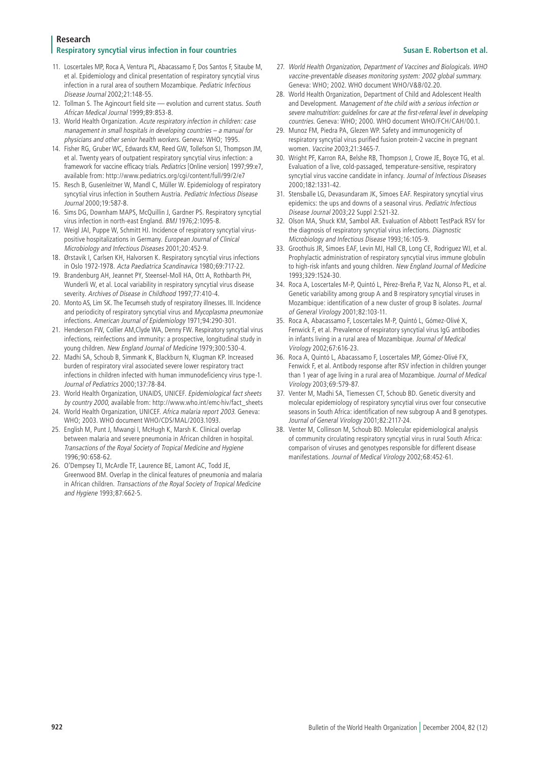11. Loscertales MP, Roca A, Ventura PL, Abacassamo F, Dos Santos F, Sitaube M, et al. Epidemiology and clinical presentation of respiratory syncytial virus infection in a rural area of southern Mozambique. *Pediatric Infectious Disease Journal* 2002;21:148-55.
12. Tollman S. The Agincourt field site — evolution and current status. *South African Medical Journal* 1999;89:853-8.
13. World Health Organization. *Acute respiratory infection in children: case management in small hospitals in developing countries – a manual for physicians and other senior health workers.* Geneva: WHO; 1995.
14. Fisher RG, Gruber WC, Edwards KM, Reed GW, Tollefson SJ, Thompson JM, et al. Twenty years of outpatient respiratory syncytial virus infection: a framework for vaccine efficacy trials. *Pediatrics* [Online version] 1997;99:e7, available from: http://www.pediatrics.org/cgi/content/full/99/2/e7
15. Resch B, Gusenleitner W, Mandl C, Müller W. Epidemiology of respiratory syncytial virus infection in Southern Austria. *Pediatric Infectious Disease Journal* 2000;19:587-8.
16. Sims DG, Downham MAPS, McQuillin J, Gardner PS. Respiratory syncytial virus infection in north-east England. *BMJ* 1976;2:1095-8.
17. Weigl JAI, Puppe W, Schmitt HJ. Incidence of respiratory syncytial virus-positive hospitalizations in Germany. *European Journal of Clinical Microbiology and Infectious Diseases* 2001;20:452-9.
18. Ørstavik I, Carlsen KH, Halvorsen K. Respiratory syncytial virus infections in Oslo 1972-1978. *Acta Paediatrica Scandinavica* 1980;69:717-22.
19. Brandenburg AH, Jeannet PY, Steensel-Moll HA, Ott A, Rothbarth PH, Wunderli W, et al. Local variability in respiratory syncytial virus disease severity. *Archives of Disease in Childhood* 1997;77:410-4.
20. Monto AS, Lim SK. The Tecumseh study of respiratory illnesses. III. Incidence and periodicity of respiratory syncytial virus and *Mycoplasma pneumoniae* infections. *American Journal of Epidemiology* 1971;94:290-301.
21. Henderson FW, Collier AM,Clyde WA, Denny FW. Respiratory syncytial virus infections, reinfections and immunity: a prospective, longitudinal study in young children. *New England Journal of Medicine* 1979;300:530-4.
22. Madhi SA, Schoub B, Simmank K, Blackburn N, Klugman KP. Increased burden of respiratory viral associated severe lower respiratory tract infections in children infected with human immunodeficiency virus type-1. *Journal of Pediatrics* 2000;137:78-84.
23. World Health Organization, UNAIDS, UNICEF. *Epidemiological fact sheets by country 2000*, available from: http://www.who.int/emc-hiv/fact_sheets
24. World Health Organization, UNICEF. *Africa malaria report 2003*. Geneva: WHO; 2003. WHO document WHO/CDS/MAL/2003.1093.
25. English M, Punt J, Mwangi I, McHugh K, Marsh K. Clinical overlap between malaria and severe pneumonia in African children in hospital. *Transactions of the Royal Society of Tropical Medicine and Hygiene* 1996;90:658-62.
26. O'Dempsey TJ, McArdle TF, Laurence BE, Lamont AC, Todd JE, Greenwood BM. Overlap in the clinical features of pneumonia and malaria in African children. *Transactions of the Royal Society of Tropical Medicine and Hygiene* 1993;87:662-5.
27. *World Health Organization, Department of Vaccines and Biologicals. WHO vaccine-preventable diseases monitoring system: 2002 global summary.* Geneva: WHO; 2002. WHO document WHO/V&B/02.20.
28. World Health Organization, Department of Child and Adolescent Health and Development. *Management of the child with a serious infection or severe malnutrition: guidelines for care at the first-referral level in developing countries*. Geneva: WHO; 2000. WHO document WHO/FCH/CAH/00.1.
29. Munoz FM, Piedra PA, Glezen WP. Safety and immunogenicity of respiratory syncytial virus purified fusion protein-2 vaccine in pregnant women. *Vaccine* 2003;21:3465-7.
30. Wright PF, Karron RA, Belshe RB, Thompson J, Crowe JE, Boyce TG, et al. Evaluation of a live, cold-passaged, temperature-sensitive, respiratory syncytial virus vaccine candidate in infancy. *Journal of Infectious Diseases* 2000;182:1331-42.
31. Stensballe LG, Devasundaram JK, Simoes EAF. Respiratory syncytial virus epidemics: the ups and downs of a seasonal virus. *Pediatric Infectious Disease Journal* 2003;22 Suppl 2:S21-32.
32. Olson MA, Shuck KM, Sambol AR. Evaluation of Abbott TestPack RSV for the diagnosis of respiratory syncytial virus infections. *Diagnostic Microbiology and Infectious Disease* 1993;16:105-9.
33. Groothuis JR, Simoes EAF, Levin MJ, Hall CB, Long CE, Rodriguez WJ, et al. Prophylactic administration of respiratory syncytial virus immune globulin to high-risk infants and young children. *New England Journal of Medicine* 1993;329:1524-30.
34. Roca A, Loscertales M-P, Quintó L, Pérez-Breña P, Vaz N, Alonso PL, et al. Genetic variability among group A and B respiratory syncytial viruses in Mozambique: identification of a new cluster of group B isolates. *Journal of General Virology* 2001;82:103-11.
35. Roca A, Abacassamo F, Loscertales M-P, Quintó L, Gómez-Olivé X, Fenwick F, et al. Prevalence of respiratory syncytial virus IgG antibodies in infants living in a rural area of Mozambique. *Journal of Medical Virology* 2002;67:616-23.
36. Roca A, Quintó L, Abacassamo F, Loscertales MP, Gómez-Olivé FX, Fenwick F, et al. Antibody response after RSV infection in children younger than 1 year of age living in a rural area of Mozambique. *Journal of Medical Virology* 2003;69:579-87.
37. Venter M, Madhi SA, Tiemessen CT, Schoub BD. Genetic diversity and molecular epidemiology of respiratory syncytial virus over four consecutive seasons in South Africa: identification of new subgroup A and B genotypes. *Journal of General Virology* 2001;82:2117-24.
38. Venter M, Collinson M, Schoub BD. Molecular epidemiological analysis of community circulating respiratory syncytial virus in rural South Africa: comparison of viruses and genotypes responsible for different disease manifestations. *Journal of Medical Virology* 2002;68:452-61.